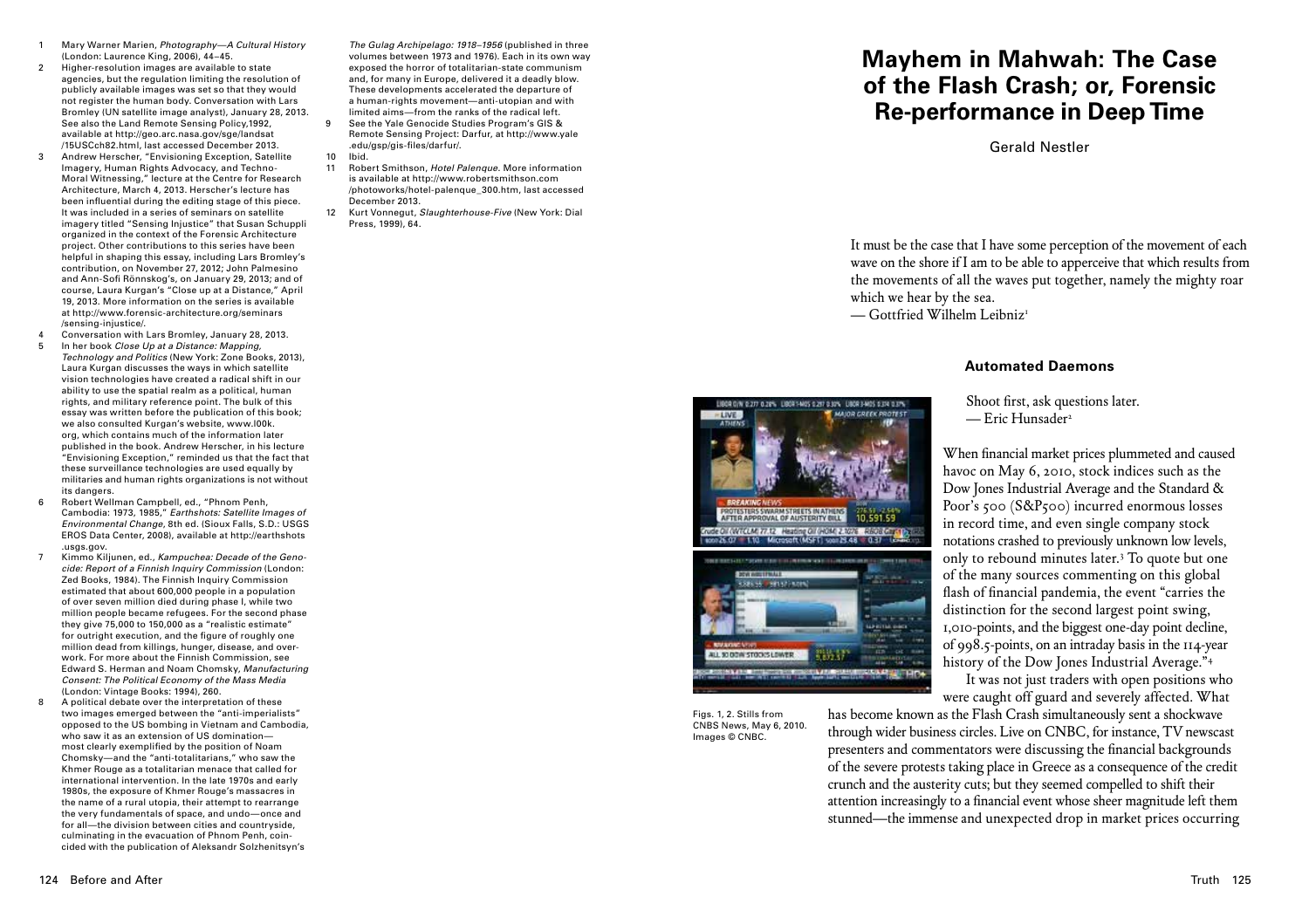1 Mary Warner Marien, *Photography—A Cultural History* (London: Laurence King, 2006), 44–45.
2 Higher-resolution images are available to state agencies, but the regulation limiting the resolution of publicly available images was set so that they would not register the human body. Conversation with Lars Bromley (UN satellite image analyst), January 28, 2013. See also the Land Remote Sensing Policy,1992, available at http://geo.arc.nasa.gov/sge/landsat/15USCch82.html, last accessed December 2013.
3 Andrew Herscher, "Envisioning Exception, Satellite Imagery, Human Rights Advocacy, and Techno-Moral Witnessing," lecture at the Centre for Research Architecture, March 4, 2013. Herscher's lecture has been influential during the editing stage of this piece. It was included in a series of seminars on satellite imagery titled "Sensing Injustice" that Susan Schuppli organized in the context of the Forensic Architecture project. Other contributions to this series have been helpful in shaping this essay, including Lars Bromley's contribution, on November 27, 2012; John Palmesino and Ann-Sofi Rönnskog's, on January 29, 2013; and of course, Laura Kurgan's "Close up at a Distance," April 19, 2013. More information on the series is available at http://www.forensic-architecture.org/seminars/sensing-injustice/.
4 Conversation with Lars Bromley, January 28, 2013.
5 In her book *Close Up at a Distance: Mapping, Technology and Politics* (New York: Zone Books, 2013), Laura Kurgan discusses the ways in which satellite vision technologies have created a radical shift in our ability to use the spatial realm as a political, human rights, and military reference point. The bulk of this essay was written before the publication of this book; we also consulted Kurgan's website, www.l00k.org, which contains much of the information later published in the book. Andrew Herscher, in his lecture "Envisioning Exception," reminded us that the fact that these surveillance technologies are used equally by militaries and human rights organizations is not without its dangers.
6 Robert Wellman Campbell, ed., "Phnom Penh, Cambodia: 1973, 1985," *Earthshots: Satellite Images of Environmental Change*, 8th ed. (Sioux Falls, S.D.: USGS EROS Data Center, 2008), available at http://earthshots.usgs.gov.
7 Kimmo Kiljunen, ed., *Kampuchea: Decade of the Genocide: Report of a Finnish Inquiry Commission* (London: Zed Books, 1984). The Finnish Inquiry Commission estimated that about 600,000 people in a population of over seven million died during phase I, while two million people became refugees. For the second phase they give 75,000 to 150,000 as a "realistic estimate" for outright execution, and the figure of roughly one million dead from killings, hunger, disease, and overwork. For more about the Finnish Commission, see Edward S. Herman and Noam Chomsky, *Manufacturing Consent: The Political Economy of the Mass Media* (London: Vintage Books: 1994), 260.
8 A political debate over the interpretation of these two images emerged between the "anti-imperialists" opposed to the US bombing in Vietnam and Cambodia, who saw it as an extension of US domination—most clearly exemplified by the position of Noam Chomsky—and the "anti-totalitarians," who saw the Khmer Rouge as a totalitarian menace that called for international intervention. In the late 1970s and early 1980s, the exposure of Khmer Rouge's massacres in the name of a rural utopia, their attempt to rearrange the very fundamentals of space, and undo—once and for all—the division between cities and countryside, culminating in the evacuation of Phnom Penh, coincided with the publication of Aleksandr Solzhenitsyn's *The Gulag Archipelago: 1918–1956* (published in three volumes between 1973 and 1976). Each in its own way exposed the horror of totalitarian-state communism and, for many in Europe, delivered it a deadly blow. These developments accelerated the departure of a human-rights movement—anti-utopian and with limited aims—from the ranks of the radical left.
9 See the Yale Genocide Studies Program's GIS & Remote Sensing Project: Darfur, at http://www.yale.edu/gsp/gis-files/darfur/.
10 Ibid.
11 Robert Smithson, *Hotel Palenque*. More information is available at http://www.robertsmithson.com/photoworks/hotel-palenque_300.htm, last accessed December 2013.
12 Kurt Vonnegut, *Slaughterhouse-Five* (New York: Dial Press, 1999), 64.

# Mayhem in Mahwah: The Case of the Flash Crash; or, Forensic Re-performance in Deep Time

Gerald Nestler

It must be the case that I have some perception of the movement of each wave on the shore if I am to be able to apperceive that which results from the movements of all the waves put together, namely the mighty roar which we hear by the sea.
— Gottfried Wilhelm Leibniz[1]

## Automated Daemons

Shoot first, ask questions later.
— Eric Hunsader[2]

Figs. 1, 2. Stills from CNBS News, May 6, 2010. Images © CNBC.

When financial market prices plummeted and caused havoc on May 6, 2010, stock indices such as the Dow Jones Industrial Average and the Standard & Poor's 500 (S&P500) incurred enormous losses in record time, and even single company stock notations crashed to previously unknown low levels, only to rebound minutes later.[3] To quote but one of the many sources commenting on this global flash of financial pandemia, the event "carries the distinction for the second largest point swing, 1,010-points, and the biggest one-day point decline, of 998.5-points, on an intraday basis in the 114-year history of the Dow Jones Industrial Average."[4]

It was not just traders with open positions who were caught off guard and severely affected. What has become known as the Flash Crash simultaneously sent a shockwave through wider business circles. Live on CNBC, for instance, TV newscast presenters and commentators were discussing the financial backgrounds of the severe protests taking place in Greece as a consequence of the credit crunch and the austerity cuts; but they seemed compelled to shift their attention increasingly to a financial event whose sheer magnitude left them stunned—the immense and unexpected drop in market prices occurring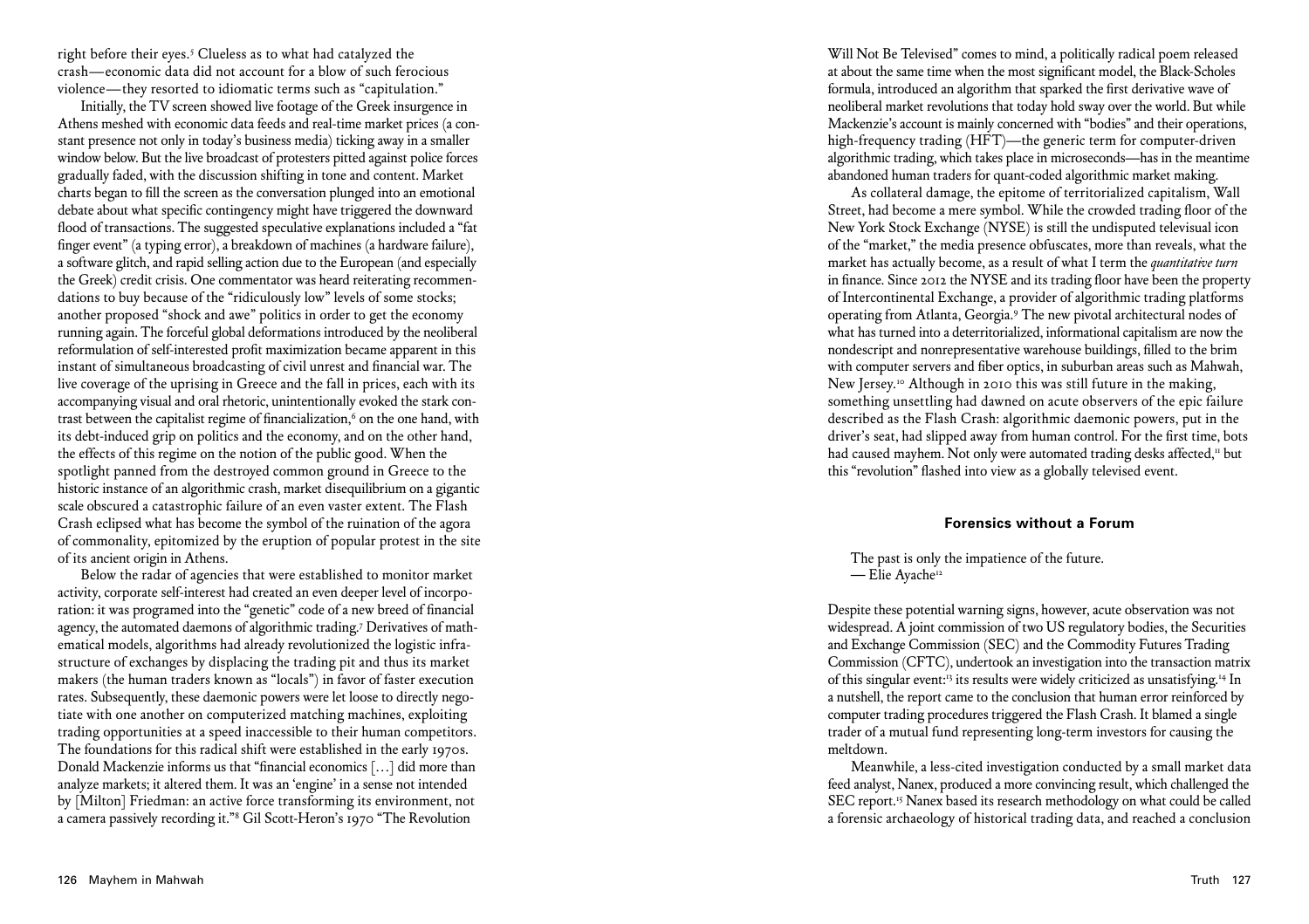right before their eyes.[5] Clueless as to what had catalyzed the crash—economic data did not account for a blow of such ferocious violence—they resorted to idiomatic terms such as "capitulation."

Initially, the TV screen showed live footage of the Greek insurgence in Athens meshed with economic data feeds and real-time market prices (a constant presence not only in today's business media) ticking away in a smaller window below. But the live broadcast of protesters pitted against police forces gradually faded, with the discussion shifting in tone and content. Market charts began to fill the screen as the conversation plunged into an emotional debate about what specific contingency might have triggered the downward flood of transactions. The suggested speculative explanations included a "fat finger event" (a typing error), a breakdown of machines (a hardware failure), a software glitch, and rapid selling action due to the European (and especially the Greek) credit crisis. One commentator was heard reiterating recommendations to buy because of the "ridiculously low" levels of some stocks; another proposed "shock and awe" politics in order to get the economy running again. The forceful global deformations introduced by the neoliberal reformulation of self-interested profit maximization became apparent in this instant of simultaneous broadcasting of civil unrest and financial war. The live coverage of the uprising in Greece and the fall in prices, each with its accompanying visual and oral rhetoric, unintentionally evoked the stark contrast between the capitalist regime of financialization,[6] on the one hand, with its debt-induced grip on politics and the economy, and on the other hand, the effects of this regime on the notion of the public good. When the spotlight panned from the destroyed common ground in Greece to the historic instance of an algorithmic crash, market disequilibrium on a gigantic scale obscured a catastrophic failure of an even vaster extent. The Flash Crash eclipsed what has become the symbol of the ruination of the agora of commonality, epitomized by the eruption of popular protest in the site of its ancient origin in Athens.

Below the radar of agencies that were established to monitor market activity, corporate self-interest had created an even deeper level of incorporation: it was programed into the "genetic" code of a new breed of financial agency, the automated daemons of algorithmic trading.[7] Derivatives of mathematical models, algorithms had already revolutionized the logistic infrastructure of exchanges by displacing the trading pit and thus its market makers (the human traders known as "locals") in favor of faster execution rates. Subsequently, these daemonic powers were let loose to directly negotiate with one another on computerized matching machines, exploiting trading opportunities at a speed inaccessible to their human competitors. The foundations for this radical shift were established in the early 1970s. Donald Mackenzie informs us that "financial economics […] did more than analyze markets; it altered them. It was an 'engine' in a sense not intended by [Milton] Friedman: an active force transforming its environment, not a camera passively recording it."[8] Gil Scott-Heron's 1970 "The Revolution Will Not Be Televised" comes to mind, a politically radical poem released at about the same time when the most significant model, the Black-Scholes formula, introduced an algorithm that sparked the first derivative wave of neoliberal market revolutions that today hold sway over the world. But while Mackenzie's account is mainly concerned with "bodies" and their operations, high-frequency trading (HFT)—the generic term for computer-driven algorithmic trading, which takes place in microseconds—has in the meantime abandoned human traders for quant-coded algorithmic market making.

As collateral damage, the epitome of territorialized capitalism, Wall Street, had become a mere symbol. While the crowded trading floor of the New York Stock Exchange (NYSE) is still the undisputed televisual icon of the "market," the media presence obfuscates, more than reveals, what the market has actually become, as a result of what I term the *quantitative turn* in finance. Since 2012 the NYSE and its trading floor have been the property of Intercontinental Exchange, a provider of algorithmic trading platforms operating from Atlanta, Georgia.[9] The new pivotal architectural nodes of what has turned into a deterritorialized, informational capitalism are now the nondescript and nonrepresentative warehouse buildings, filled to the brim with computer servers and fiber optics, in suburban areas such as Mahwah, New Jersey.[10] Although in 2010 this was still future in the making, something unsettling had dawned on acute observers of the epic failure described as the Flash Crash: algorithmic daemonic powers, put in the driver's seat, had slipped away from human control. For the first time, bots had caused mayhem. Not only were automated trading desks affected,[11] but this "revolution" flashed into view as a globally televised event.

## Forensics without a Forum

The past is only the impatience of the future.
— Elie Ayache[12]

Despite these potential warning signs, however, acute observation was not widespread. A joint commission of two US regulatory bodies, the Securities and Exchange Commission (SEC) and the Commodity Futures Trading Commission (CFTC), undertook an investigation into the transaction matrix of this singular event:[13] its results were widely criticized as unsatisfying.[14] In a nutshell, the report came to the conclusion that human error reinforced by computer trading procedures triggered the Flash Crash. It blamed a single trader of a mutual fund representing long-term investors for causing the meltdown.

Meanwhile, a less-cited investigation conducted by a small market data feed analyst, Nanex, produced a more convincing result, which challenged the SEC report.[15] Nanex based its research methodology on what could be called a forensic archaeology of historical trading data, and reached a conclusion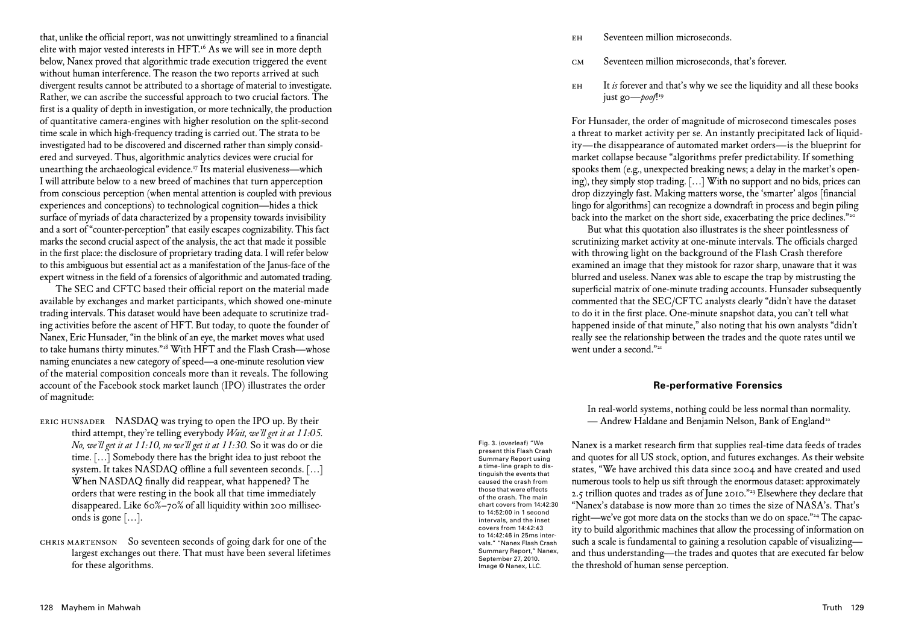that, unlike the official report, was not unwittingly streamlined to a financial elite with major vested interests in HFT.[16] As we will see in more depth below, Nanex proved that algorithmic trade execution triggered the event without human interference. The reason the two reports arrived at such divergent results cannot be attributed to a shortage of material to investigate. Rather, we can ascribe the successful approach to two crucial factors. The first is a quality of depth in investigation, or more technically, the production of quantitative camera-engines with higher resolution on the split-second time scale in which high-frequency trading is carried out. The strata to be investigated had to be discovered and discerned rather than simply considered and surveyed. Thus, algorithmic analytics devices were crucial for unearthing the archaeological evidence.[17] Its material elusiveness—which I will attribute below to a new breed of machines that turn apperception from conscious perception (when mental attention is coupled with previous experiences and conceptions) to technological cognition—hides a thick surface of myriads of data characterized by a propensity towards invisibility and a sort of "counter-perception" that easily escapes cognizability. This fact marks the second crucial aspect of the analysis, the act that made it possible in the first place: the disclosure of proprietary trading data. I will refer below to this ambiguous but essential act as a manifestation of the Janus-face of the expert witness in the field of a forensics of algorithmic and automated trading.

The SEC and CFTC based their official report on the material made available by exchanges and market participants, which showed one-minute trading intervals. This dataset would have been adequate to scrutinize trading activities before the ascent of HFT. But today, to quote the founder of Nanex, Eric Hunsader, "in the blink of an eye, the market moves what used to take humans thirty minutes."[18] With HFT and the Flash Crash—whose naming enunciates a new category of speed—a one-minute resolution view of the material composition conceals more than it reveals. The following account of the Facebook stock market launch (IPO) illustrates the order of magnitude:

ERIC HUNSADER NASDAQ was trying to open the IPO up. By their third attempt, they're telling everybody *Wait, we'll get it at 11:05. No, we'll get it at 11:10, no we'll get it at 11:30.* So it was do or die time. […] Somebody there has the bright idea to just reboot the system. It takes NASDAQ offline a full seventeen seconds. […] When NASDAQ finally did reappear, what happened? The orders that were resting in the book all that time immediately disappeared. Like 60%–70% of all liquidity within 200 milliseconds is gone […].

CHRIS MARTENSON So seventeen seconds of going dark for one of the largest exchanges out there. That must have been several lifetimes for these algorithms.

EH Seventeen million microseconds.

CM Seventeen million microseconds, that's forever.

EH It *is* forever and that's why we see the liquidity and all these books just go—*poof*![19]

For Hunsader, the order of magnitude of microsecond timescales poses a threat to market activity per se. An instantly precipitated lack of liquidity—the disappearance of automated market orders—is the blueprint for market collapse because "algorithms prefer predictability. If something spooks them (e.g., unexpected breaking news; a delay in the market's opening), they simply stop trading. […] With no support and no bids, prices can drop dizzyingly fast. Making matters worse, the 'smarter' algos [financial lingo for algorithms] can recognize a downdraft in process and begin piling back into the market on the short side, exacerbating the price declines."[20]

But what this quotation also illustrates is the sheer pointlessness of scrutinizing market activity at one-minute intervals. The officials charged with throwing light on the background of the Flash Crash therefore examined an image that they mistook for razor sharp, unaware that it was blurred and useless. Nanex was able to escape the trap by mistrusting the superficial matrix of one-minute trading accounts. Hunsader subsequently commented that the SEC/CFTC analysts clearly "didn't have the dataset to do it in the first place. One-minute snapshot data, you can't tell what happened inside of that minute," also noting that his own analysts "didn't really see the relationship between the trades and the quote rates until we went under a second."[21]

## Re-performative Forensics

> In real-world systems, nothing could be less normal than normality.
> — Andrew Haldane and Benjamin Nelson, Bank of England[22]

Fig. 3. (overleaf) "We present this Flash Crash Summary Report using a time-line graph to distinguish the events that caused the crash from those that were effects of the crash. The main chart covers from 14:42:30 to 14:52:00 in 1 second intervals, and the inset covers from 14:42:43 to 14:42:46 in 25ms intervals." "Nanex Flash Crash Summary Report," Nanex, September 27, 2010. Image © Nanex, LLC.

Nanex is a market research firm that supplies real-time data feeds of trades and quotes for all US stock, option, and futures exchanges. As their website states, "We have archived this data since 2004 and have created and used numerous tools to help us sift through the enormous dataset: approximately 2.5 trillion quotes and trades as of June 2010."[23] Elsewhere they declare that "Nanex's database is now more than 20 times the size of NASA's. That's right—we've got more data on the stocks than we do on space."[24] The capacity to build algorithmic machines that allow the processing of information on such a scale is fundamental to gaining a resolution capable of visualizing—and thus understanding—the trades and quotes that are executed far below the threshold of human sense perception.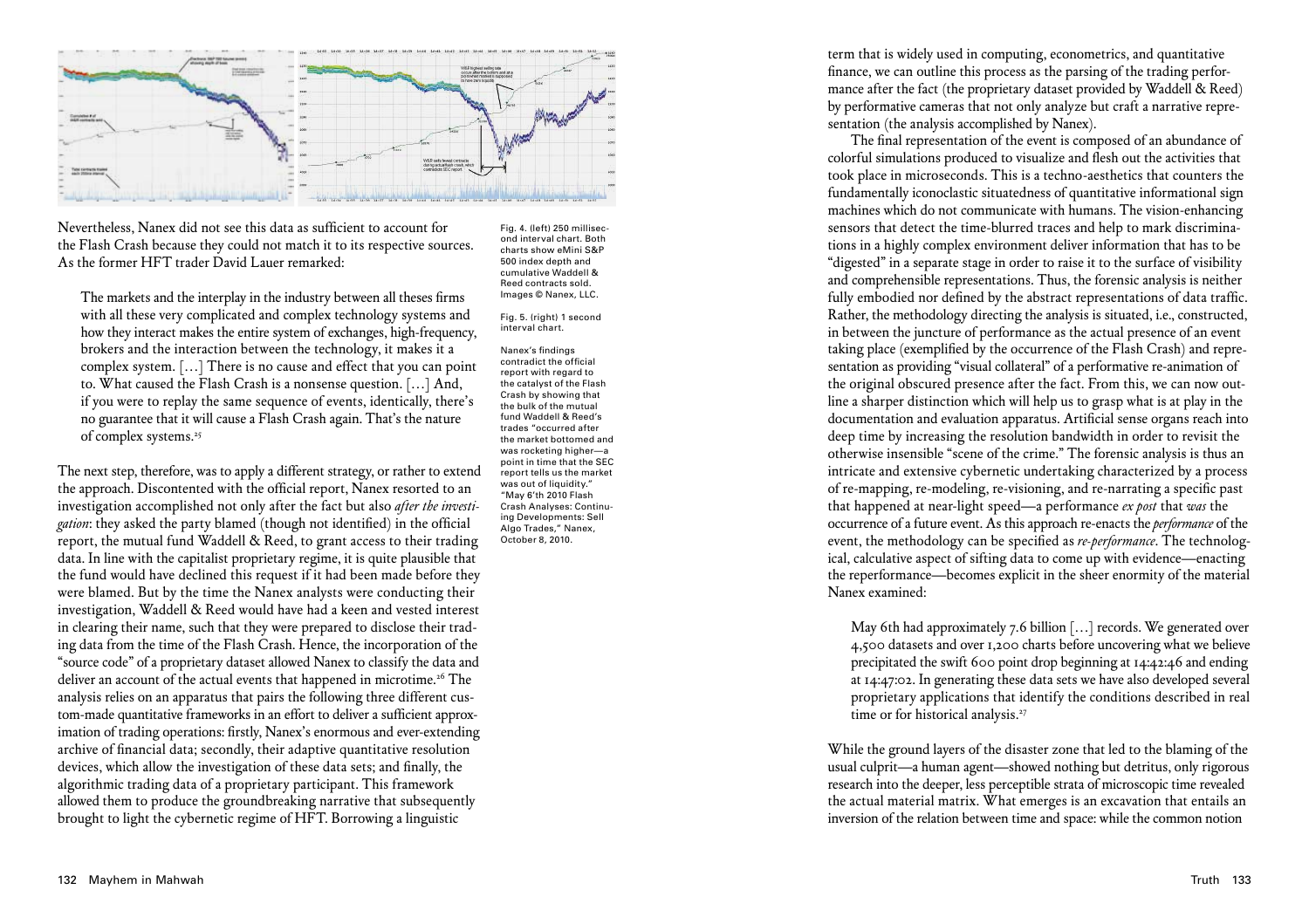Nevertheless, Nanex did not see this data as sufficient to account for the Flash Crash because they could not match it to its respective sources. As the former HFT trader David Lauer remarked:

> The markets and the interplay in the industry between all theses firms with all these very complicated and complex technology systems and how they interact makes the entire system of exchanges, high-frequency, brokers and the interaction between the technology, it makes it a complex system. […] There is no cause and effect that you can point to. What caused the Flash Crash is a nonsense question. […] And, if you were to replay the same sequence of events, identically, there's no guarantee that it will cause a Flash Crash again. That's the nature of complex systems.[25]

The next step, therefore, was to apply a different strategy, or rather to extend the approach. Discontented with the official report, Nanex resorted to an investigation accomplished not only after the fact but also *after the investigation*: they asked the party blamed (though not identified) in the official report, the mutual fund Waddell & Reed, to grant access to their trading data. In line with the capitalist proprietary regime, it is quite plausible that the fund would have declined this request if it had been made before they were blamed. But by the time the Nanex analysts were conducting their investigation, Waddell & Reed would have had a keen and vested interest in clearing their name, such that they were prepared to disclose their trading data from the time of the Flash Crash. Hence, the incorporation of the "source code" of a proprietary dataset allowed Nanex to classify the data and deliver an account of the actual events that happened in microtime.[26] The analysis relies on an apparatus that pairs the following three different custom-made quantitative frameworks in an effort to deliver a sufficient approximation of trading operations: firstly, Nanex's enormous and ever-extending archive of financial data; secondly, their adaptive quantitative resolution devices, which allow the investigation of these data sets; and finally, the algorithmic trading data of a proprietary participant. This framework allowed them to produce the groundbreaking narrative that subsequently brought to light the cybernetic regime of HFT. Borrowing a linguistic term that is widely used in computing, econometrics, and quantitative finance, we can outline this process as the parsing of the trading performance after the fact (the proprietary dataset provided by Waddell & Reed) by performative cameras that not only analyze but craft a narrative representation (the analysis accomplished by Nanex).

Fig. 4. (left) 250 millisecond interval chart. Both charts show eMini S&P 500 index depth and cumulative Waddell & Reed contracts sold. Images © Nanex, LLC.

Fig. 5. (right) 1 second interval chart.

Nanex's findings contradict the official report with regard to the catalyst of the Flash Crash by showing that the bulk of the mutual fund Waddell & Reed's trades "occurred after the market bottomed and was rocketing higher—a point in time that the SEC report tells us the market was out of liquidity." "May 6'th 2010 Flash Crash Analyses: Continuing Developments: Sell Algo Trades," Nanex, October 8, 2010.

The final representation of the event is composed of an abundance of colorful simulations produced to visualize and flesh out the activities that took place in microseconds. This is a techno-aesthetics that counters the fundamentally iconoclastic situatedness of quantitative informational sign machines which do not communicate with humans. The vision-enhancing sensors that detect the time-blurred traces and help to mark discriminations in a highly complex environment deliver information that has to be "digested" in a separate stage in order to raise it to the surface of visibility and comprehensible representations. Thus, the forensic analysis is neither fully embodied nor defined by the abstract representations of data traffic. Rather, the methodology directing the analysis is situated, i.e., constructed, in between the juncture of performance as the actual presence of an event taking place (exemplified by the occurrence of the Flash Crash) and representation as providing "visual collateral" of a performative re-animation of the original obscured presence after the fact. From this, we can now outline a sharper distinction which will help us to grasp what is at play in the documentation and evaluation apparatus. Artificial sense organs reach into deep time by increasing the resolution bandwidth in order to revisit the otherwise insensible "scene of the crime." The forensic analysis is thus an intricate and extensive cybernetic undertaking characterized by a process of re-mapping, re-modeling, re-visioning, and re-narrating a specific past that happened at near-light speed—a performance *ex post* that *was* the occurrence of a future event. As this approach re-enacts the *performance* of the event, the methodology can be specified as *re-performance*. The technological, calculative aspect of sifting data to come up with evidence—enacting the reperformance—becomes explicit in the sheer enormity of the material Nanex examined:

> May 6th had approximately 7.6 billion […] records. We generated over 4,500 datasets and over 1,200 charts before uncovering what we believe precipitated the swift 600 point drop beginning at 14:42:46 and ending at 14:47:02. In generating these data sets we have also developed several proprietary applications that identify the conditions described in real time or for historical analysis.[27]

While the ground layers of the disaster zone that led to the blaming of the usual culprit—a human agent—showed nothing but detritus, only rigorous research into the deeper, less perceptible strata of microscopic time revealed the actual material matrix. What emerges is an excavation that entails an inversion of the relation between time and space: while the common notion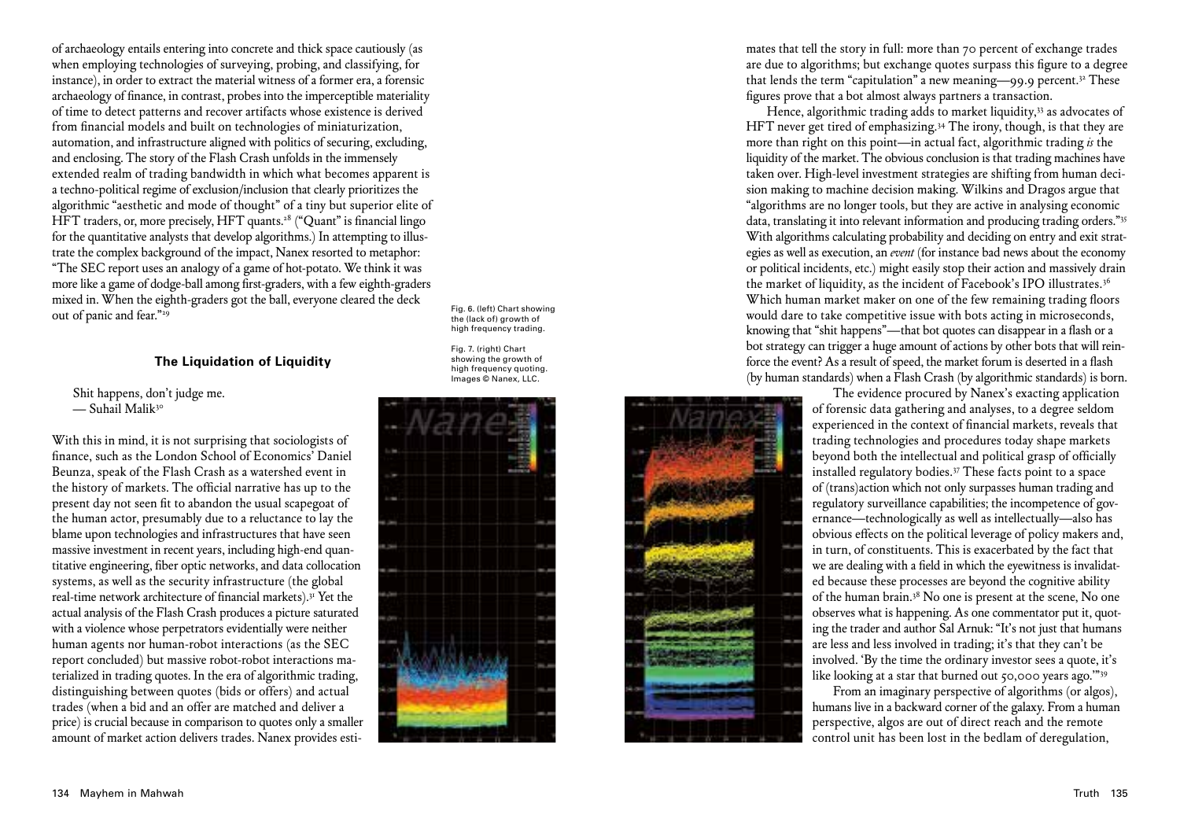of archaeology entails entering into concrete and thick space cautiously (as when employing technologies of surveying, probing, and classifying, for instance), in order to extract the material witness of a former era, a forensic archaeology of finance, in contrast, probes into the imperceptible materiality of time to detect patterns and recover artifacts whose existence is derived from financial models and built on technologies of miniaturization, automation, and infrastructure aligned with politics of securing, excluding, and enclosing. The story of the Flash Crash unfolds in the immensely extended realm of trading bandwidth in which what becomes apparent is a techno-political regime of exclusion/inclusion that clearly prioritizes the algorithmic "aesthetic and mode of thought" of a tiny but superior elite of HFT traders, or, more precisely, HFT quants.[28] ("Quant" is financial lingo for the quantitative analysts that develop algorithms.) In attempting to illustrate the complex background of the impact, Nanex resorted to metaphor: "The SEC report uses an analogy of a game of hot-potato. We think it was more like a game of dodge-ball among first-graders, with a few eighth-graders mixed in. When the eighth-graders got the ball, everyone cleared the deck out of panic and fear."[29]

### The Liquidation of Liquidity

> Shit happens, don't judge me.
> — Suhail Malik[30]

With this in mind, it is not surprising that sociologists of finance, such as the London School of Economics' Daniel Beunza, speak of the Flash Crash as a watershed event in the history of markets. The official narrative has up to the present day not seen fit to abandon the usual scapegoat of the human actor, presumably due to a reluctance to lay the blame upon technologies and infrastructures that have seen massive investment in recent years, including high-end quantitative engineering, fiber optic networks, and data collocation systems, as well as the security infrastructure (the global real-time network architecture of financial markets).[31] Yet the actual analysis of the Flash Crash produces a picture saturated with a violence whose perpetrators evidentially were neither human agents nor human-robot interactions (as the SEC report concluded) but massive robot-robot interactions materialized in trading quotes. In the era of algorithmic trading, distinguishing between quotes (bids or offers) and actual trades (when a bid and an offer are matched and deliver a price) is crucial because in comparison to quotes only a smaller amount of market action delivers trades. Nanex provides estimates that tell the story in full: more than 70 percent of exchange trades are due to algorithms; but exchange quotes surpass this figure to a degree that lends the term "capitulation" a new meaning—99.9 percent.[32] These figures prove that a bot almost always partners a transaction.

Fig. 6. (left) Chart showing the (lack of) growth of high frequency trading.

Fig. 7. (right) Chart showing the growth of high frequency quoting. Images © Nanex, LLC.

Hence, algorithmic trading adds to market liquidity,[33] as advocates of HFT never get tired of emphasizing.[34] The irony, though, is that they are more than right on this point—in actual fact, algorithmic trading *is* the liquidity of the market. The obvious conclusion is that trading machines have taken over. High-level investment strategies are shifting from human decision making to machine decision making. Wilkins and Dragos argue that "algorithms are no longer tools, but they are active in analysing economic data, translating it into relevant information and producing trading orders."[35] With algorithms calculating probability and deciding on entry and exit strategies as well as execution, an *event* (for instance bad news about the economy or political incidents, etc.) might easily stop their action and massively drain the market of liquidity, as the incident of Facebook's IPO illustrates.[36] Which human market maker on one of the few remaining trading floors would dare to take competitive issue with bots acting in microseconds, knowing that "shit happens"—that bot quotes can disappear in a flash or a bot strategy can trigger a huge amount of actions by other bots that will reinforce the event? As a result of speed, the market forum is deserted in a flash (by human standards) when a Flash Crash (by algorithmic standards) is born.

The evidence procured by Nanex's exacting application of forensic data gathering and analyses, to a degree seldom experienced in the context of financial markets, reveals that trading technologies and procedures today shape markets beyond both the intellectual and political grasp of officially installed regulatory bodies.[37] These facts point to a space of (trans)action which not only surpasses human trading and regulatory surveillance capabilities; the incompetence of governance—technologically as well as intellectually—also has obvious effects on the political leverage of policy makers and, in turn, of constituents. This is exacerbated by the fact that we are dealing with a field in which the eyewitness is invalidated because these processes are beyond the cognitive ability of the human brain.[38] No one is present at the scene, No one observes what is happening. As one commentator put it, quoting the trader and author Sal Arnuk: "It's not just that humans are less and less involved in trading; it's that they can't be involved. 'By the time the ordinary investor sees a quote, it's like looking at a star that burned out 50,000 years ago.'"[39]

From an imaginary perspective of algorithms (or algos), humans live in a backward corner of the galaxy. From a human perspective, algos are out of direct reach and the remote control unit has been lost in the bedlam of deregulation,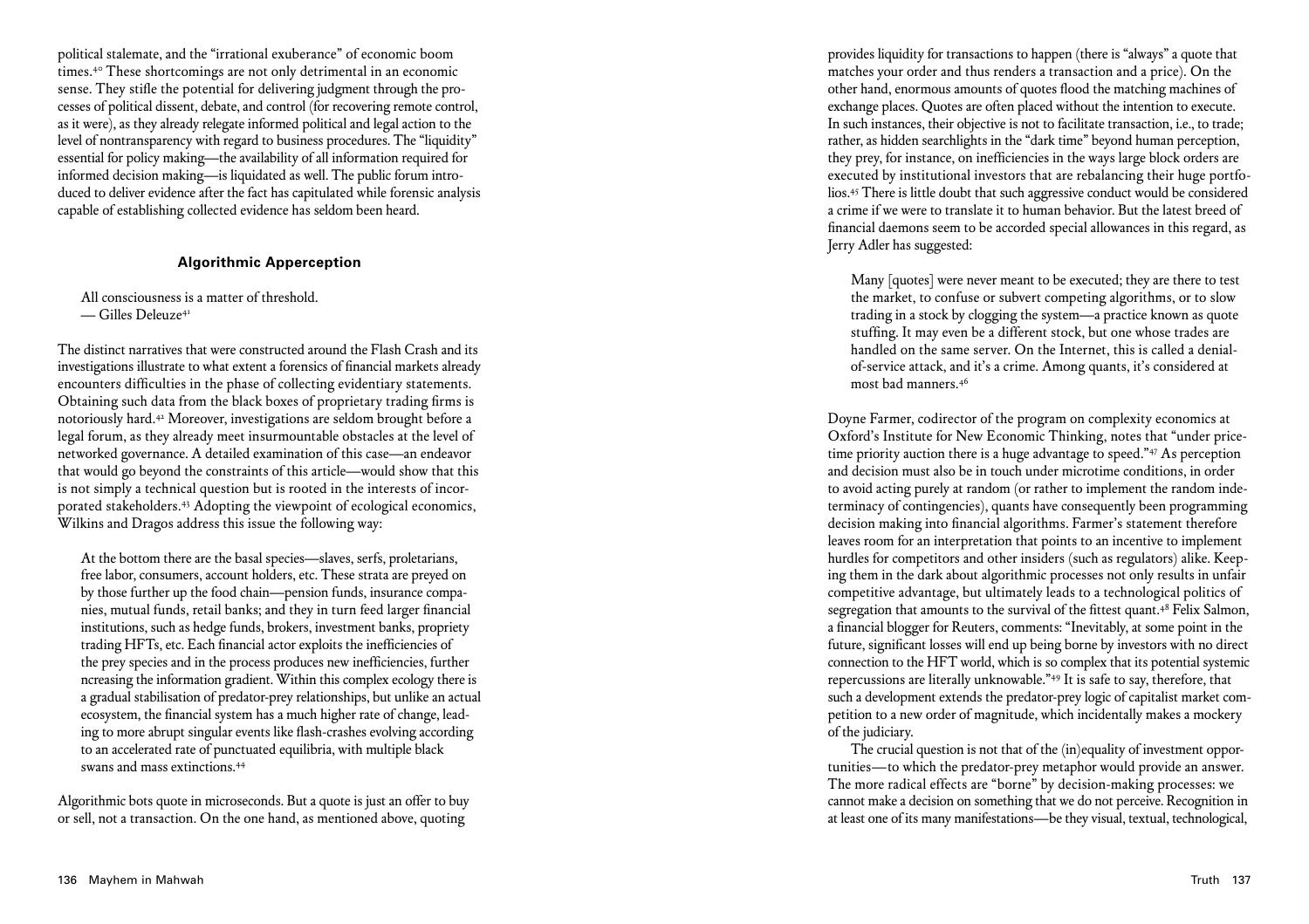political stalemate, and the "irrational exuberance" of economic boom times.[40] These shortcomings are not only detrimental in an economic sense. They stifle the potential for delivering judgment through the processes of political dissent, debate, and control (for recovering remote control, as it were), as they already relegate informed political and legal action to the level of nontransparency with regard to business procedures. The "liquidity" essential for policy making—the availability of all information required for informed decision making—is liquidated as well. The public forum introduced to deliver evidence after the fact has capitulated while forensic analysis capable of establishing collected evidence has seldom been heard.

### Algorithmic Apperception

> All consciousness is a matter of threshold.
> — Gilles Deleuze[41]

The distinct narratives that were constructed around the Flash Crash and its investigations illustrate to what extent a forensics of financial markets already encounters difficulties in the phase of collecting evidentiary statements. Obtaining such data from the black boxes of proprietary trading firms is notoriously hard.[42] Moreover, investigations are seldom brought before a legal forum, as they already meet insurmountable obstacles at the level of networked governance. A detailed examination of this case—an endeavor that would go beyond the constraints of this article—would show that this is not simply a technical question but is rooted in the interests of incorporated stakeholders.[43] Adopting the viewpoint of ecological economics, Wilkins and Dragos address this issue the following way:

> At the bottom there are the basal species—slaves, serfs, proletarians, free labor, consumers, account holders, etc. These strata are preyed on by those further up the food chain—pension funds, insurance companies, mutual funds, retail banks; and they in turn feed larger financial institutions, such as hedge funds, brokers, investment banks, propriety trading HFTs, etc. Each financial actor exploits the inefficiencies of the prey species and in the process produces new inefficiencies, further ncreasing the information gradient. Within this complex ecology there is a gradual stabilisation of predator-prey relationships, but unlike an actual ecosystem, the financial system has a much higher rate of change, leading to more abrupt singular events like flash-crashes evolving according to an accelerated rate of punctuated equilibria, with multiple black swans and mass extinctions.[44]

Algorithmic bots quote in microseconds. But a quote is just an offer to buy or sell, not a transaction. On the one hand, as mentioned above, quoting provides liquidity for transactions to happen (there is "always" a quote that matches your order and thus renders a transaction and a price). On the other hand, enormous amounts of quotes flood the matching machines of exchange places. Quotes are often placed without the intention to execute. In such instances, their objective is not to facilitate transaction, i.e., to trade; rather, as hidden searchlights in the "dark time" beyond human perception, they prey, for instance, on inefficiencies in the ways large block orders are executed by institutional investors that are rebalancing their huge portfolios.[45] There is little doubt that such aggressive conduct would be considered a crime if we were to translate it to human behavior. But the latest breed of financial daemons seem to be accorded special allowances in this regard, as Jerry Adler has suggested:

> Many [quotes] were never meant to be executed; they are there to test the market, to confuse or subvert competing algorithms, or to slow trading in a stock by clogging the system—a practice known as quote stuffing. It may even be a different stock, but one whose trades are handled on the same server. On the Internet, this is called a denial-of-service attack, and it's a crime. Among quants, it's considered at most bad manners.[46]

Doyne Farmer, codirector of the program on complexity economics at Oxford's Institute for New Economic Thinking, notes that "under price-time priority auction there is a huge advantage to speed."[47] As perception and decision must also be in touch under microtime conditions, in order to avoid acting purely at random (or rather to implement the random indeterminacy of contingencies), quants have consequently been programming decision making into financial algorithms. Farmer's statement therefore leaves room for an interpretation that points to an incentive to implement hurdles for competitors and other insiders (such as regulators) alike. Keeping them in the dark about algorithmic processes not only results in unfair competitive advantage, but ultimately leads to a technological politics of segregation that amounts to the survival of the fittest quant.[48] Felix Salmon, a financial blogger for Reuters, comments: "Inevitably, at some point in the future, significant losses will end up being borne by investors with no direct connection to the HFT world, which is so complex that its potential systemic repercussions are literally unknowable."[49] It is safe to say, therefore, that such a development extends the predator-prey logic of capitalist market competition to a new order of magnitude, which incidentally makes a mockery of the judiciary.

The crucial question is not that of the (in)equality of investment opportunities—to which the predator-prey metaphor would provide an answer. The more radical effects are "borne" by decision-making processes: we cannot make a decision on something that we do not perceive. Recognition in at least one of its many manifestations—be they visual, textual, technological,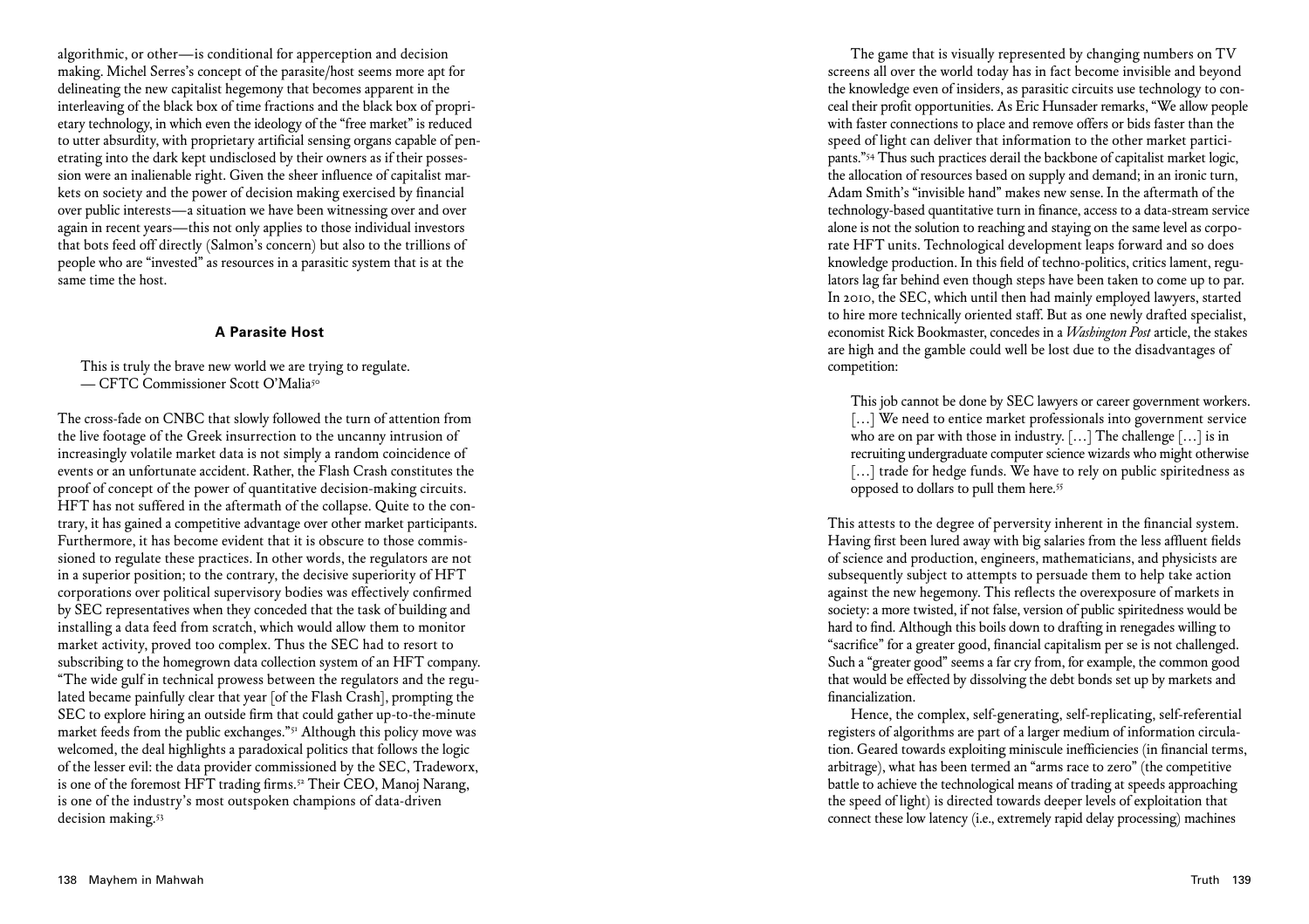algorithmic, or other—is conditional for apperception and decision making. Michel Serres's concept of the parasite/host seems more apt for delineating the new capitalist hegemony that becomes apparent in the interleaving of the black box of time fractions and the black box of proprietary technology, in which even the ideology of the "free market" is reduced to utter absurdity, with proprietary artificial sensing organs capable of penetrating into the dark kept undisclosed by their owners as if their possession were an inalienable right. Given the sheer influence of capitalist markets on society and the power of decision making exercised by financial over public interests—a situation we have been witnessing over and over again in recent years—this not only applies to those individual investors that bots feed off directly (Salmon's concern) but also to the trillions of people who are "invested" as resources in a parasitic system that is at the same time the host.

### A Parasite Host

> This is truly the brave new world we are trying to regulate.
> — CFTC Commissioner Scott O'Malia[50]

The cross-fade on CNBC that slowly followed the turn of attention from the live footage of the Greek insurrection to the uncanny intrusion of increasingly volatile market data is not simply a random coincidence of events or an unfortunate accident. Rather, the Flash Crash constitutes the proof of concept of the power of quantitative decision-making circuits. HFT has not suffered in the aftermath of the collapse. Quite to the contrary, it has gained a competitive advantage over other market participants. Furthermore, it has become evident that it is obscure to those commissioned to regulate these practices. In other words, the regulators are not in a superior position; to the contrary, the decisive superiority of HFT corporations over political supervisory bodies was effectively confirmed by SEC representatives when they conceded that the task of building and installing a data feed from scratch, which would allow them to monitor market activity, proved too complex. Thus the SEC had to resort to subscribing to the homegrown data collection system of an HFT company. "The wide gulf in technical prowess between the regulators and the regulated became painfully clear that year [of the Flash Crash], prompting the SEC to explore hiring an outside firm that could gather up-to-the-minute market feeds from the public exchanges."[51] Although this policy move was welcomed, the deal highlights a paradoxical politics that follows the logic of the lesser evil: the data provider commissioned by the SEC, Tradeworx, is one of the foremost HFT trading firms.[52] Their CEO, Manoj Narang, is one of the industry's most outspoken champions of data-driven decision making.[53]

The game that is visually represented by changing numbers on TV screens all over the world today has in fact become invisible and beyond the knowledge even of insiders, as parasitic circuits use technology to conceal their profit opportunities. As Eric Hunsader remarks, "We allow people with faster connections to place and remove offers or bids faster than the speed of light can deliver that information to the other market participants."[54] Thus such practices derail the backbone of capitalist market logic, the allocation of resources based on supply and demand; in an ironic turn, Adam Smith's "invisible hand" makes new sense. In the aftermath of the technology-based quantitative turn in finance, access to a data-stream service alone is not the solution to reaching and staying on the same level as corporate HFT units. Technological development leaps forward and so does knowledge production. In this field of techno-politics, critics lament, regulators lag far behind even though steps have been taken to come up to par. In 2010, the SEC, which until then had mainly employed lawyers, started to hire more technically oriented staff. But as one newly drafted specialist, economist Rick Bookmaster, concedes in a *Washington Post* article, the stakes are high and the gamble could well be lost due to the disadvantages of competition:

> This job cannot be done by SEC lawyers or career government workers. […] We need to entice market professionals into government service who are on par with those in industry. […] The challenge […] is in recruiting undergraduate computer science wizards who might otherwise […] trade for hedge funds. We have to rely on public spiritedness as opposed to dollars to pull them here.[55]

This attests to the degree of perversity inherent in the financial system. Having first been lured away with big salaries from the less affluent fields of science and production, engineers, mathematicians, and physicists are subsequently subject to attempts to persuade them to help take action against the new hegemony. This reflects the overexposure of markets in society: a more twisted, if not false, version of public spiritedness would be hard to find. Although this boils down to drafting in renegades willing to "sacrifice" for a greater good, financial capitalism per se is not challenged. Such a "greater good" seems a far cry from, for example, the common good that would be effected by dissolving the debt bonds set up by markets and financialization.

Hence, the complex, self-generating, self-replicating, self-referential registers of algorithms are part of a larger medium of information circulation. Geared towards exploiting miniscule inefficiencies (in financial terms, arbitrage), what has been termed an "arms race to zero" (the competitive battle to achieve the technological means of trading at speeds approaching the speed of light) is directed towards deeper levels of exploitation that connect these low latency (i.e., extremely rapid delay processing) machines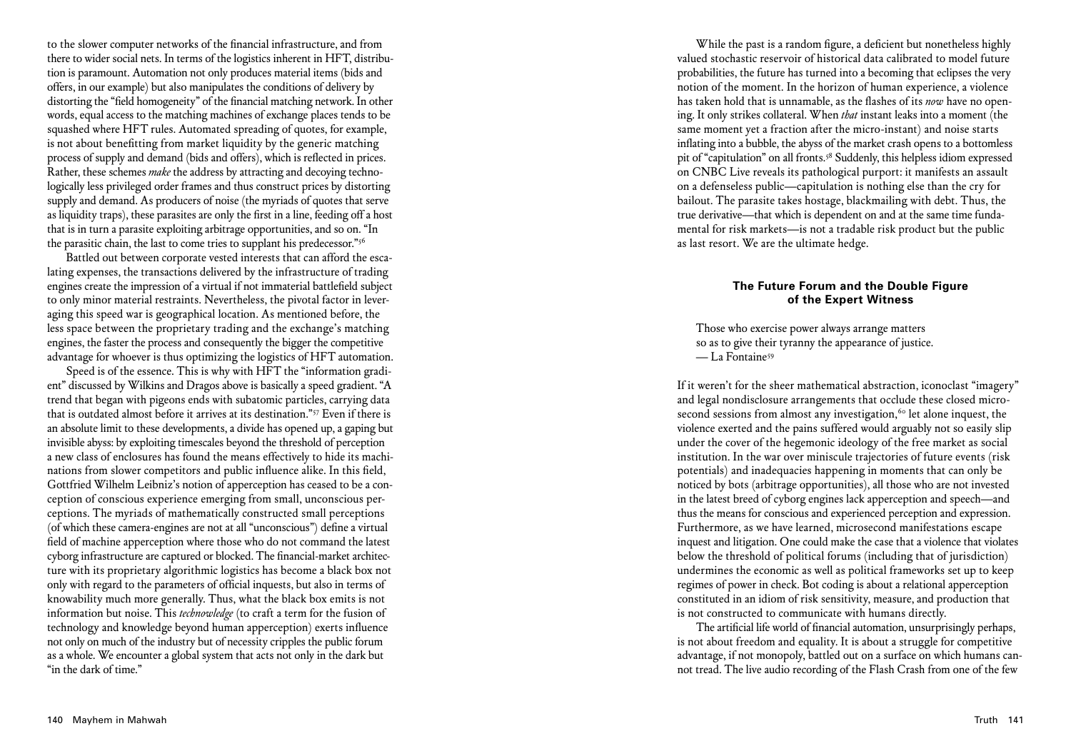to the slower computer networks of the financial infrastructure, and from there to wider social nets. In terms of the logistics inherent in HFT, distribution is paramount. Automation not only produces material items (bids and offers, in our example) but also manipulates the conditions of delivery by distorting the "field homogeneity" of the financial matching network. In other words, equal access to the matching machines of exchange places tends to be squashed where HFT rules. Automated spreading of quotes, for example, is not about benefitting from market liquidity by the generic matching process of supply and demand (bids and offers), which is reflected in prices. Rather, these schemes *make* the address by attracting and decoying technologically less privileged order frames and thus construct prices by distorting supply and demand. As producers of noise (the myriads of quotes that serve as liquidity traps), these parasites are only the first in a line, feeding off a host that is in turn a parasite exploiting arbitrage opportunities, and so on. "In the parasitic chain, the last to come tries to supplant his predecessor."[56]

Battled out between corporate vested interests that can afford the escalating expenses, the transactions delivered by the infrastructure of trading engines create the impression of a virtual if not immaterial battlefield subject to only minor material restraints. Nevertheless, the pivotal factor in leveraging this speed war is geographical location. As mentioned before, the less space between the proprietary trading and the exchange's matching engines, the faster the process and consequently the bigger the competitive advantage for whoever is thus optimizing the logistics of HFT automation.

Speed is of the essence. This is why with HFT the "information gradient" discussed by Wilkins and Dragos above is basically a speed gradient. "A trend that began with pigeons ends with subatomic particles, carrying data that is outdated almost before it arrives at its destination."[57] Even if there is an absolute limit to these developments, a divide has opened up, a gaping but invisible abyss: by exploiting timescales beyond the threshold of perception a new class of enclosures has found the means effectively to hide its machinations from slower competitors and public influence alike. In this field, Gottfried Wilhelm Leibniz's notion of apperception has ceased to be a conception of conscious experience emerging from small, unconscious perceptions. The myriads of mathematically constructed small perceptions (of which these camera-engines are not at all "unconscious") define a virtual field of machine apperception where those who do not command the latest cyborg infrastructure are captured or blocked. The financial-market architecture with its proprietary algorithmic logistics has become a black box not only with regard to the parameters of official inquests, but also in terms of knowability much more generally. Thus, what the black box emits is not information but noise. This *technowledge* (to craft a term for the fusion of technology and knowledge beyond human apperception) exerts influence not only on much of the industry but of necessity cripples the public forum as a whole. We encounter a global system that acts not only in the dark but "in the dark of time."

While the past is a random figure, a deficient but nonetheless highly valued stochastic reservoir of historical data calibrated to model future probabilities, the future has turned into a becoming that eclipses the very notion of the moment. In the horizon of human experience, a violence has taken hold that is unnamable, as the flashes of its *now* have no opening. It only strikes collateral. When *that* instant leaks into a moment (the same moment yet a fraction after the micro-instant) and noise starts inflating into a bubble, the abyss of the market crash opens to a bottomless pit of "capitulation" on all fronts.[58] Suddenly, this helpless idiom expressed on CNBC Live reveals its pathological purport: it manifests an assault on a defenseless public—capitulation is nothing else than the cry for bailout. The parasite takes hostage, blackmailing with debt. Thus, the true derivative—that which is dependent on and at the same time fundamental for risk markets—is not a tradable risk product but the public as last resort. We are the ultimate hedge.

## The Future Forum and the Double Figure of the Expert Witness

> Those who exercise power always arrange matters
> so as to give their tyranny the appearance of justice.
> — La Fontaine[59]

If it weren't for the sheer mathematical abstraction, iconoclast "imagery" and legal nondisclosure arrangements that occlude these closed microsecond sessions from almost any investigation,[60] let alone inquest, the violence exerted and the pains suffered would arguably not so easily slip under the cover of the hegemonic ideology of the free market as social institution. In the war over miniscule trajectories of future events (risk potentials) and inadequacies happening in moments that can only be noticed by bots (arbitrage opportunities), all those who are not invested in the latest breed of cyborg engines lack apperception and speech—and thus the means for conscious and experienced perception and expression. Furthermore, as we have learned, microsecond manifestations escape inquest and litigation. One could make the case that a violence that violates below the threshold of political forums (including that of jurisdiction) undermines the economic as well as political frameworks set up to keep regimes of power in check. Bot coding is about a relational apperception constituted in an idiom of risk sensitivity, measure, and production that is not constructed to communicate with humans directly.

The artificial life world of financial automation, unsurprisingly perhaps, is not about freedom and equality. It is about a struggle for competitive advantage, if not monopoly, battled out on a surface on which humans cannot tread. The live audio recording of the Flash Crash from one of the few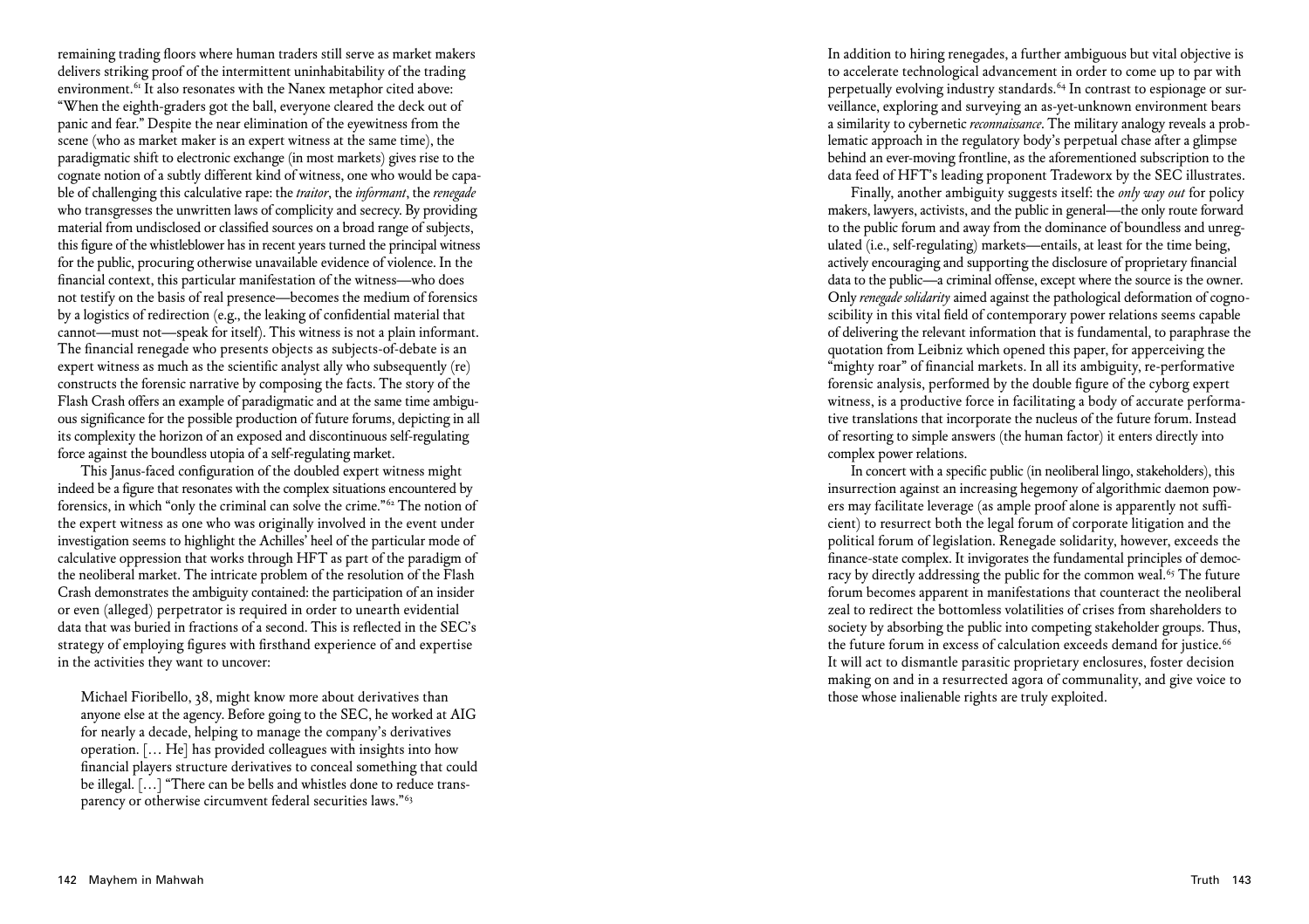remaining trading floors where human traders still serve as market makers delivers striking proof of the intermittent uninhabitability of the trading environment.[61] It also resonates with the Nanex metaphor cited above: "When the eighth-graders got the ball, everyone cleared the deck out of panic and fear." Despite the near elimination of the eyewitness from the scene (who as market maker is an expert witness at the same time), the paradigmatic shift to electronic exchange (in most markets) gives rise to the cognate notion of a subtly different kind of witness, one who would be capable of challenging this calculative rape: the *traitor*, the *informant*, the *renegade* who transgresses the unwritten laws of complicity and secrecy. By providing material from undisclosed or classified sources on a broad range of subjects, this figure of the whistleblower has in recent years turned the principal witness for the public, procuring otherwise unavailable evidence of violence. In the financial context, this particular manifestation of the witness—who does not testify on the basis of real presence—becomes the medium of forensics by a logistics of redirection (e.g., the leaking of confidential material that cannot—must not—speak for itself). This witness is not a plain informant. The financial renegade who presents objects as subjects-of-debate is an expert witness as much as the scientific analyst ally who subsequently (re) constructs the forensic narrative by composing the facts. The story of the Flash Crash offers an example of paradigmatic and at the same time ambiguous significance for the possible production of future forums, depicting in all its complexity the horizon of an exposed and discontinuous self-regulating force against the boundless utopia of a self-regulating market.

This Janus-faced configuration of the doubled expert witness might indeed be a figure that resonates with the complex situations encountered by forensics, in which "only the criminal can solve the crime."[62] The notion of the expert witness as one who was originally involved in the event under investigation seems to highlight the Achilles' heel of the particular mode of calculative oppression that works through HFT as part of the paradigm of the neoliberal market. The intricate problem of the resolution of the Flash Crash demonstrates the ambiguity contained: the participation of an insider or even (alleged) perpetrator is required in order to unearth evidential data that was buried in fractions of a second. This is reflected in the SEC's strategy of employing figures with firsthand experience of and expertise in the activities they want to uncover:

> Michael Fioribello, 38, might know more about derivatives than anyone else at the agency. Before going to the SEC, he worked at AIG for nearly a decade, helping to manage the company's derivatives operation. [… He] has provided colleagues with insights into how financial players structure derivatives to conceal something that could be illegal. […] "There can be bells and whistles done to reduce transparency or otherwise circumvent federal securities laws."[63]

In addition to hiring renegades, a further ambiguous but vital objective is to accelerate technological advancement in order to come up to par with perpetually evolving industry standards.[64] In contrast to espionage or surveillance, exploring and surveying an as-yet-unknown environment bears a similarity to cybernetic *reconnaissance*. The military analogy reveals a problematic approach in the regulatory body's perpetual chase after a glimpse behind an ever-moving frontline, as the aforementioned subscription to the data feed of HFT's leading proponent Tradeworx by the SEC illustrates.

Finally, another ambiguity suggests itself: the *only way out* for policy makers, lawyers, activists, and the public in general—the only route forward to the public forum and away from the dominance of boundless and unregulated (i.e., self-regulating) markets—entails, at least for the time being, actively encouraging and supporting the disclosure of proprietary financial data to the public—a criminal offense, except where the source is the owner. Only *renegade solidarity* aimed against the pathological deformation of cognoscibility in this vital field of contemporary power relations seems capable of delivering the relevant information that is fundamental, to paraphrase the quotation from Leibniz which opened this paper, for apperceiving the "mighty roar" of financial markets. In all its ambiguity, re-performative forensic analysis, performed by the double figure of the cyborg expert witness, is a productive force in facilitating a body of accurate performative translations that incorporate the nucleus of the future forum. Instead of resorting to simple answers (the human factor) it enters directly into complex power relations.

In concert with a specific public (in neoliberal lingo, stakeholders), this insurrection against an increasing hegemony of algorithmic daemon powers may facilitate leverage (as ample proof alone is apparently not sufficient) to resurrect both the legal forum of corporate litigation and the political forum of legislation. Renegade solidarity, however, exceeds the finance-state complex. It invigorates the fundamental principles of democracy by directly addressing the public for the common weal.[65] The future forum becomes apparent in manifestations that counteract the neoliberal zeal to redirect the bottomless volatilities of crises from shareholders to society by absorbing the public into competing stakeholder groups. Thus, the future forum in excess of calculation exceeds demand for justice.[66] It will act to dismantle parasitic proprietary enclosures, foster decision making on and in a resurrected agora of communality, and give voice to those whose inalienable rights are truly exploited.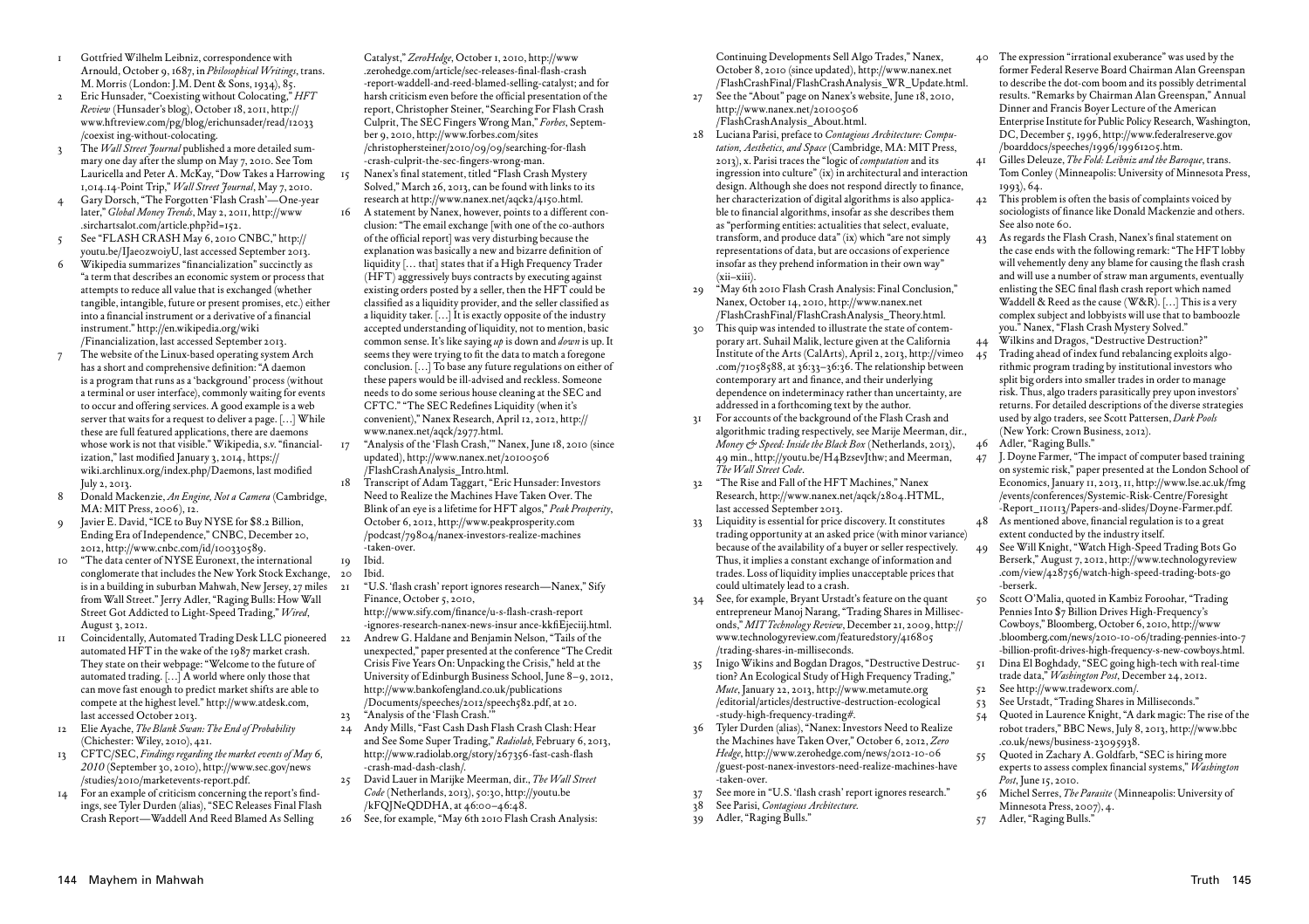1. Gottfried Wilhelm Leibniz, correspondence with Arnould, October 9, 1687, in *Philosophical Writings*, trans. M. Morris (London: J.M. Dent & Sons, 1934), 85.
2. Eric Hunsader, "Coexisting without Colocating," *HFT Review* (Hunsader's blog), October 18, 2011, http://www.hftreview.com/pg/blog/erichunsader/read/12033/coexist ing-without-colocating.
3. The *Wall Street Journal* published a more detailed summary one day after the slump on May 7, 2010. See Tom Lauricella and Peter A. McKay, "Dow Takes a Harrowing 1,014.14-Point Trip," *Wall Street Journal*, May 7, 2010.
4. Gary Dorsch, "The Forgotten 'Flash Crash'—One-year later," *Global Money Trends*, May 2, 2011, http://www.sirchartsalot.com/article.php?id=152.
5. See "FLASH CRASH May 6, 2010 CNBC," http://youtu.be/IJaeozwoiyU, last accessed September 2013.
6. Wikipedia summarizes "financialization" succinctly as "a term that describes an economic system or process that attempts to reduce all value that is exchanged (whether tangible, intangible, future or present promises, etc.) either into a financial instrument or a derivative of a financial instrument." http://en.wikipedia.org/wiki/Financialization, last accessed September 2013.
7. The website of the Linux-based operating system Arch has a short and comprehensive definition: "A daemon is a program that runs as a 'background' process (without a terminal or user interface), commonly waiting for events to occur and offering services. A good example is a web server that waits for a request to deliver a page. […] While these are full featured applications, there are daemons whose work is not that visible." Wikipedia, s.v. "financialization," last modified January 3, 2014, https://wiki.archlinux.org/index.php/Daemons, last modified July 2, 2013.
8. Donald Mackenzie, *An Engine, Not a Camera* (Cambridge, MA: MIT Press, 2006), 12.
9. Javier E. David, "ICE to Buy NYSE for $8.2 Billion, Ending Era of Independence," CNBC, December 20, 2012, http://www.cnbc.com/id/100330589.
10. "The data center of NYSE Euronext, the international conglomerate that includes the New York Stock Exchange, is in a building in suburban Mahwah, New Jersey, 27 miles from Wall Street." Jerry Adler, "Raging Bulls: How Wall Street Got Addicted to Light-Speed Trading," *Wired*, August 3, 2012.
11. Coincidentally, Automated Trading Desk LLC pioneered automated HFT in the wake of the 1987 market crash. They state on their webpage: "Welcome to the future of automated trading. […] A world where only those that can move fast enough to predict market shifts are able to compete at the highest level." http://www.atdesk.com, last accessed October 2013.
12. Elie Ayache, *The Blank Swan: The End of Probability* (Chichester: Wiley, 2010), 421.
13. CFTC/SEC, *Findings regarding the market events of May 6, 2010* (September 30, 2010), http://www.sec.gov/news/studies/2010/marketevents-report.pdf.
14. For an example of criticism concerning the report's findings, see Tyler Durden (alias), "SEC Releases Final Flash Crash Report—Waddell And Reed Blamed As Selling Catalyst," *ZeroHedge*, October 1, 2010, http://www.zerohedge.com/article/sec-releases-final-flash-crash-report-waddell-and-reed-blamed-selling-catalyst; and for harsh criticism even before the official presentation of the report, Christopher Steiner, "Searching For Flash Crash Culprit, The SEC Fingers Wrong Man," *Forbes*, September 9, 2010, http://www.forbes.com/sites/christophersteiner/2010/09/09/searching-for-flash-crash-culprit-the-sec-fingers-wrong-man.
15. Nanex's final statement, titled "Flash Crash Mystery Solved," March 26, 2013, can be found with links to its research at http://www.nanex.net/aqck2/4150.html.
16. A statement by Nanex, however, points to a different conclusion: "The email exchange [with one of the co-authors of the official report] was very disturbing because the explanation was basically a new and bizarre definition of liquidity [… that] states that if a High Frequency Trader (HFT) aggressively buys contracts by executing against existing orders posted by a seller, then the HFT could be classified as a liquidity provider, and the seller classified as a liquidity taker. […] It is exactly opposite of the industry accepted understanding of liquidity, not to mention, basic common sense. It's like saying *up* is down and *down* is up. It seems they were trying to fit the data to match a foregone conclusion. […] To base any future regulations on either of these papers would be ill-advised and reckless. Someone needs to do some serious house cleaning at the SEC and CFTC." "The SEC Redefines Liquidity (when it's convenient)," Nanex Research, April 12, 2012, http://www.nanex.net/aqck/2977.html.
17. "Analysis of the 'Flash Crash,'" Nanex, June 18, 2010 (since updated), http://www.nanex.net/20100506/FlashCrashAnalysis_Intro.html.
18. Transcript of Adam Taggart, "Eric Hunsader: Investors Need to Realize the Machines Have Taken Over. The Blink of an eye is a lifetime for HFT algos," *Peak Prosperity*, October 6, 2012, http://www.peakprosperity.com/podcast/79804/nanex-investors-realize-machines-taken-over.
19. Ibid.
20. Ibid.
21. "U.S. 'flash crash' report ignores research—Nanex," Sify Finance, October 5, 2010, http://www.sify.com/finance/u-s-flash-crash-report-ignores-research-nanex-news-insur ance-kkfiEjeciij.html.
22. Andrew G. Haldane and Benjamin Nelson, "Tails of the unexpected," paper presented at the conference "The Credit Crisis Five Years On: Unpacking the Crisis," held at the University of Edinburgh Business School, June 8–9, 2012, http://www.bankofengland.co.uk/publications/Documents/speeches/2012/speech582.pdf, at 20.
23. "Analysis of the 'Flash Crash.'"
24. Andy Mills, "Fast Cash Dash Flash Crash Clash: Hear and See Some Super Trading," *Radiolab*, February 6, 2013, http://www.radiolab.org/story/267356-fast-cash-flash-crash-mad-dash-clash/.
25. David Lauer in Marijke Meerman, dir., *The Wall Street Code* (Netherlands, 2013), 50:30, http://youtu.be/kFQJNeQDDHA, at 46:00–46:48.
26. See, for example, "May 6th 2010 Flash Crash Analysis: Continuing Developments Sell Algo Trades," Nanex, October 8, 2010 (since updated), http://www.nanex.net/FlashCrashFinal/FlashCrashAnalysis_WR_Update.html.
27. See the "About" page on Nanex's website, June 18, 2010, http://www.nanex.net/20100506/FlashCrashAnalysis_About.html.
28. Luciana Parisi, preface to *Contagious Architecture: Computation, Aesthetics, and Space* (Cambridge, MA: MIT Press, 2013), x. Parisi traces the "logic of *computation* and its ingression into culture" (ix) in architectural and interaction design. Although she does not respond directly to finance, her characterization of digital algorithms is also applicable to financial algorithms, insofar as she describes them as "performing entities: actualities that select, evaluate, transform, and produce data" (ix) which "are not simply representations of data, but are occasions of experience insofar as they prehend information in their own way" (xii–xiii).
29. "May 6th 2010 Flash Crash Analysis: Final Conclusion," Nanex, October 14, 2010, http://www.nanex.net/FlashCrashFinal/FlashCrashAnalysis_Theory.html.
30. This quip was intended to illustrate the state of contemporary art. Suhail Malik, lecture given at the California Institute of the Arts (CalArts), April 2, 2013, http://vimeo.com/71058588, at 36:33–36:36. The relationship between contemporary art and finance, and their underlying dependence on indeterminacy rather than uncertainty, are addressed in a forthcoming text by the author.
31. For accounts of the background of the Flash Crash and algorithmic trading respectively, see Marije Meerman, dir., *Money & Speed: Inside the Black Box* (Netherlands, 2013), 49 min., http://youtu.be/H4BzsevJthw; and Meerman, *The Wall Street Code*.
32. "The Rise and Fall of the HFT Machines," Nanex Research, http://www.nanex.net/aqck/2804.HTML, last accessed September 2013.
33. Liquidity is essential for price discovery. It constitutes trading opportunity at an asked price (with minor variance) because of the availability of a buyer or seller respectively. Thus, it implies a constant exchange of information and trades. Loss of liquidity implies unacceptable prices that could ultimately lead to a crash.
34. See, for example, Bryant Urstadt's feature on the quant entrepreneur Manoj Narang, "Trading Shares in Milliseconds," *MIT Technology Review*, December 21, 2009, http://www.technologyreview.com/featuredstory/416805/trading-shares-in-milliseconds.
35. Inigo Wilkins and Bogdan Dragos, "Destructive Destruction? An Ecological Study of High Frequency Trading," *Mute*, January 22, 2013, http://www.metamute.org/editorial/articles/destructive-destruction-ecological-study-high-frequency-trading#.
36. Tyler Durden (alias), "Nanex: Investors Need to Realize the Machines Have Taken Over," October 6, 2012, *Zero Hedge*, http://www.zerohedge.com/news/2012-10-06/guest-post-nanex-investors-need-realize-machines-have-taken-over.
37. See more in "U.S. 'flash crash' report ignores research."
38. See Parisi, *Contagious Architecture*.
39. Adler, "Raging Bulls."
40. The expression "irrational exuberance" was used by the former Federal Reserve Board Chairman Alan Greenspan to describe the dot-com boom and its possibly detrimental results. "Remarks by Chairman Alan Greenspan," Annual Dinner and Francis Boyer Lecture of the American Enterprise Institute for Public Policy Research, Washington, DC, December 5, 1996, http://www.federalreserve.gov/boarddocs/speeches/1996/19961205.htm.
41. Gilles Deleuze, *The Fold: Leibniz and the Baroque*, trans. Tom Conley (Minneapolis: University of Minnesota Press, 1993), 64.
42. This problem is often the basis of complaints voiced by sociologists of finance like Donald Mackenzie and others. See also note 60.
43. As regards the Flash Crash, Nanex's final statement on the case ends with the following remark: "The HFT lobby will vehemently deny any blame for causing the flash crash and will use a number of straw man arguments, eventually enlisting the SEC final flash crash report which named Waddell & Reed as the cause (W&R). […] This is a very complex subject and lobbyists will use that to bamboozle you." Nanex, "Flash Crash Mystery Solved."
44. Wilkins and Dragos, "Destructive Destruction?"
45. Trading ahead of index fund rebalancing exploits algorithmic program trading by institutional investors who split big orders into smaller trades in order to manage risk. Thus, algo traders parasitically prey upon investors' returns. For detailed descriptions of the diverse strategies used by algo traders, see Scott Pattersen, *Dark Pools* (New York: Crown Business, 2012).
46. Adler, "Raging Bulls."
47. J. Doyne Farmer, "The impact of computer based training on systemic risk," paper presented at the London School of Economics, January 11, 2013, 11, http://www.lse.ac.uk/fmg/events/conferences/Systemic-Risk-Centre/Foresight-Report_110113/Papers-and-slides/Doyne-Farmer.pdf.
48. As mentioned above, financial regulation is to a great extent conducted by the industry itself.
49. See Will Knight, "Watch High-Speed Trading Bots Go Berserk," August 7, 2012, http://www.technologyreview.com/view/428756/watch-high-speed-trading-bots-go-berserk.
50. Scott O'Malia, quoted in Kambiz Foroohar, "Trading Pennies Into $7 Billion Drives High-Frequency's Cowboys," Bloomberg, October 6, 2010, http://www.bloomberg.com/news/2010-10-06/trading-pennies-into-7-billion-profit-drives-high-frequency-s-new-cowboys.html.
51. Dina El Boghdady, "SEC going high-tech with real-time trade data," *Washington Post*, December 24, 2012.
52. See http://www.tradeworx.com/.
53. See Urstadt, "Trading Shares in Milliseconds."
54. Quoted in Laurence Knight, "A dark magic: The rise of the robot traders," BBC News, July 8, 2013, http://www.bbc.co.uk/news/business-23095938.
55. Quoted in Zachary A. Goldfarb, "SEC is hiring more experts to assess complex financial systems," *Washington Post*, June 15, 2010.
56. Michel Serres, *The Parasite* (Minneapolis: University of Minnesota Press, 2007), 4.
57. Adler, "Raging Bulls."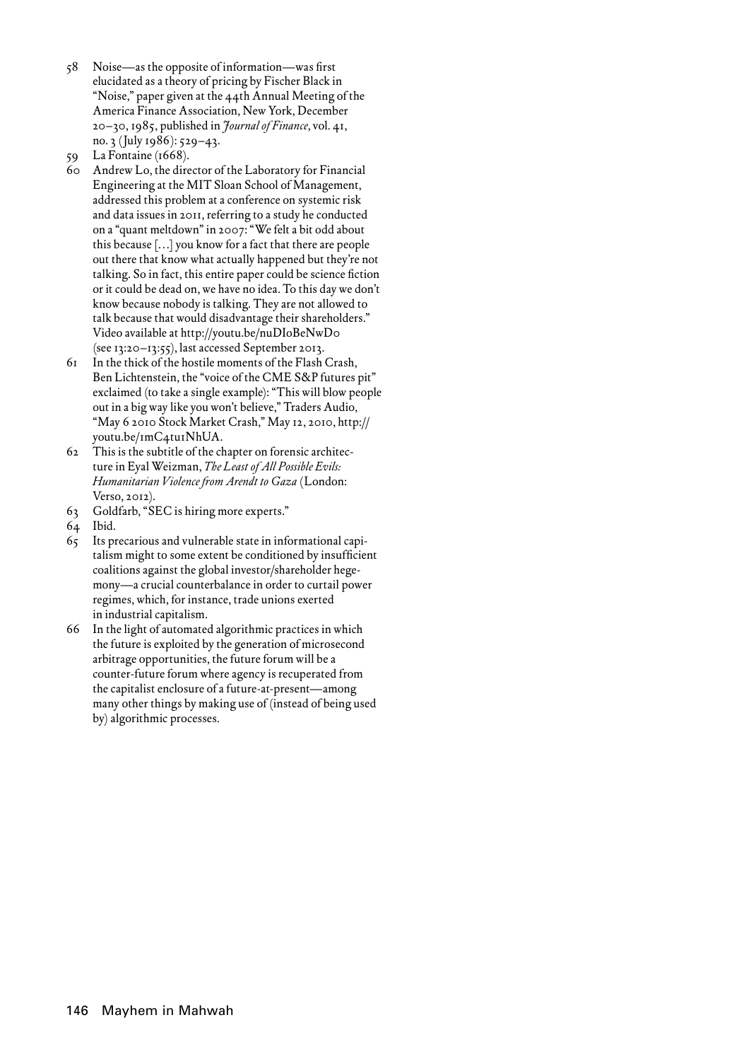58 Noise—as the opposite of information—was first elucidated as a theory of pricing by Fischer Black in "Noise," paper given at the 44th Annual Meeting of the America Finance Association, New York, December 20–30, 1985, published in *Journal of Finance*, vol. 41, no. 3 (July 1986): 529–43.

59 La Fontaine (1668).

60 Andrew Lo, the director of the Laboratory for Financial Engineering at the MIT Sloan School of Management, addressed this problem at a conference on systemic risk and data issues in 2011, referring to a study he conducted on a "quant meltdown" in 2007: "We felt a bit odd about this because […] you know for a fact that there are people out there that know what actually happened but they're not talking. So in fact, this entire paper could be science fiction or it could be dead on, we have no idea. To this day we don't know because nobody is talking. They are not allowed to talk because that would disadvantage their shareholders." Video available at http://youtu.be/nuDIoBeNwD0 (see 13:20–13:55), last accessed September 2013.

61 In the thick of the hostile moments of the Flash Crash, Ben Lichtenstein, the "voice of the CME S&P futures pit" exclaimed (to take a single example): "This will blow people out in a big way like you won't believe," Traders Audio, "May 6 2010 Stock Market Crash," May 12, 2010, http://youtu.be/1mC4tu1NhUA.

62 This is the subtitle of the chapter on forensic architecture in Eyal Weizman, *The Least of All Possible Evils: Humanitarian Violence from Arendt to Gaza* (London: Verso, 2012).

63 Goldfarb, "SEC is hiring more experts."

64 Ibid.

65 Its precarious and vulnerable state in informational capitalism might to some extent be conditioned by insufficient coalitions against the global investor/shareholder hegemony—a crucial counterbalance in order to curtail power regimes, which, for instance, trade unions exerted in industrial capitalism.

66 In the light of automated algorithmic practices in which the future is exploited by the generation of microsecond arbitrage opportunities, the future forum will be a counter-future forum where agency is recuperated from the capitalist enclosure of a future-at-present—among many other things by making use of (instead of being used by) algorithmic processes.